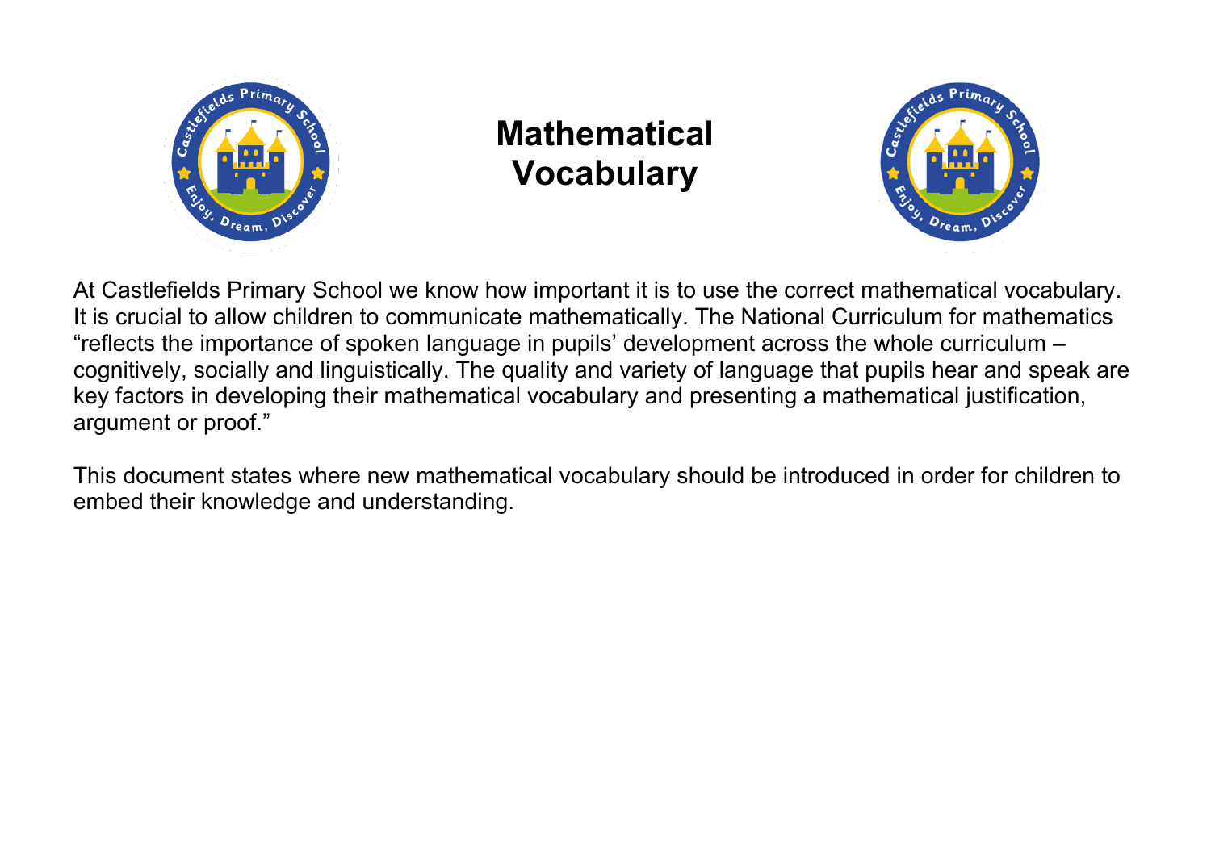# Mathematical Vocabulary

At Castlefields Primary School we know how important it is to use the correct mathematical vocabulary. It is crucial to allow children to communicate mathematically. The National Curriculum for mathematics "reflects the importance of spoken language in pupils' development across the whole curriculum – cognitively, socially and linguistically. The quality and variety of language that pupils hear and speak are key factors in developing their mathematical vocabulary and presenting a mathematical justification, argument or proof."

This document states where new mathematical vocabulary should be introduced in order for children to embed their knowledge and understanding.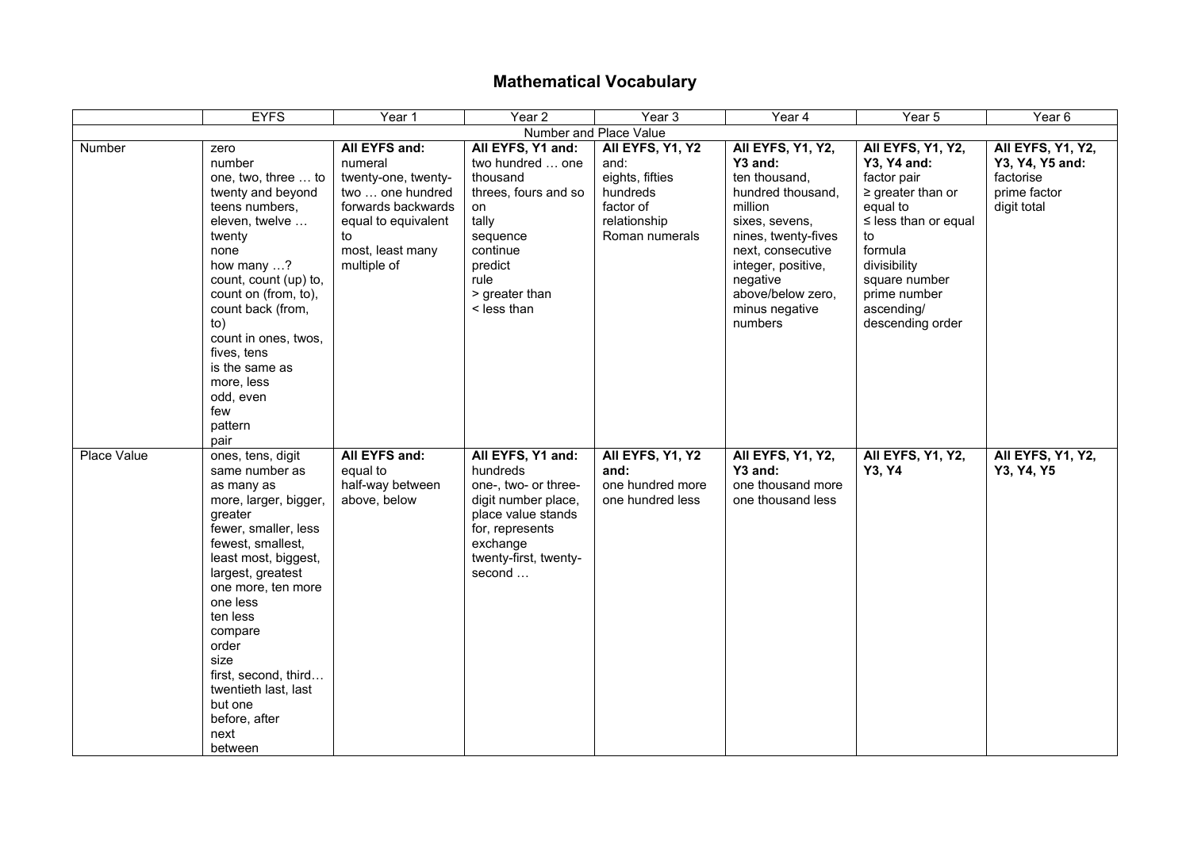# Mathematical Vocabulary

| | EYFS | Year 1 | Year 2 | Year 3 | Year 4 | Year 5 | Year 6 |
|---|---|---|---|---|---|---|---|
| Number and Place Value | | | | | | | |
| Number | zero<br>number<br>one, two, three … to twenty and beyond<br>teens numbers, eleven, twelve … twenty<br>none<br>how many …?<br>count, count (up) to, count on (from, to), count back (from, to)<br>count in ones, twos, fives, tens<br>is the same as<br>more, less<br>odd, even<br>few<br>pattern<br>pair | **All EYFS and:**<br>numeral<br>twenty-one, twenty-two … one hundred<br>forwards backwards<br>equal to equivalent to<br>most, least many<br>multiple of | **All EYFS, Y1 and:**<br>two hundred … one thousand<br>threes, fours and so on<br>tally<br>sequence<br>continue<br>predict<br>rule<br>> greater than<br>< less than | **All EYFS, Y1, Y2** and:<br>eights, fifties<br>hundreds<br>factor of<br>relationship<br>Roman numerals | **All EYFS, Y1, Y2, Y3 and:**<br>ten thousand, hundred thousand, million<br>sixes, sevens, nines, twenty-fives<br>next, consecutive<br>integer, positive, negative<br>above/below zero, minus negative numbers | **All EYFS, Y1, Y2, Y3, Y4 and:**<br>factor pair<br>≥ greater than or equal to<br>≤ less than or equal to<br>formula<br>divisibility<br>square number<br>prime number<br>ascending/ descending order | **All EYFS, Y1, Y2, Y3, Y4, Y5 and:**<br>factorise<br>prime factor<br>digit total |
| Place Value | ones, tens, digit<br>same number as<br>as many as<br>more, larger, bigger, greater<br>fewer, smaller, less<br>fewest, smallest, least most, biggest, largest, greatest<br>one more, ten more<br>one less<br>ten less<br>compare<br>order<br>size<br>first, second, third… twentieth last, last but one<br>before, after<br>next<br>between | **All EYFS and:**<br>equal to<br>half-way between<br>above, below | **All EYFS, Y1 and:**<br>hundreds<br>one-, two- or three-digit number place, place value stands for, represents<br>exchange<br>twenty-first, twenty-second … | **All EYFS, Y1, Y2 and:**<br>one hundred more<br>one hundred less | **All EYFS, Y1, Y2, Y3 and:**<br>one thousand more<br>one thousand less | **All EYFS, Y1, Y2, Y3, Y4** | **All EYFS, Y1, Y2, Y3, Y4, Y5** |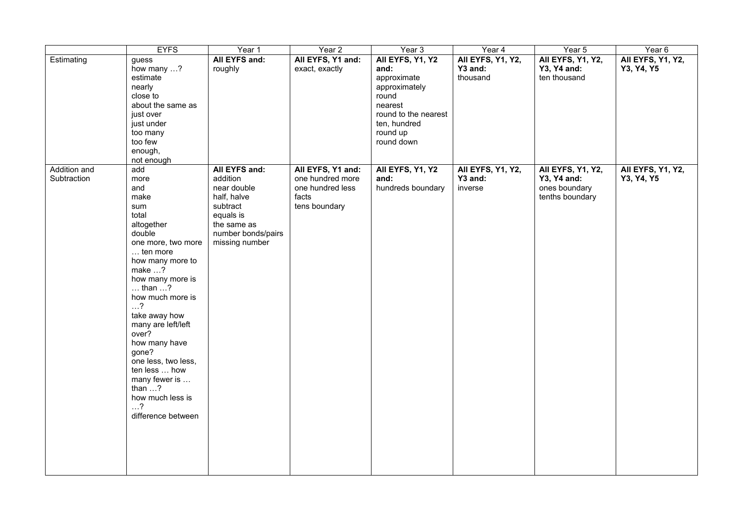| | EYFS | Year 1 | Year 2 | Year 3 | Year 4 | Year 5 | Year 6 |
|---|---|---|---|---|---|---|---|
| Estimating | guess<br>how many …?<br>estimate<br>nearly<br>close to<br>about the same as<br>just over<br>just under<br>too many<br>too few<br>enough,<br>not enough | **All EYFS and:**<br>roughly | **All EYFS, Y1 and:**<br>exact, exactly | **All EYFS, Y1, Y2 and:**<br>approximate<br>approximately<br>round<br>nearest<br>round to the nearest ten, hundred<br>round up<br>round down | **All EYFS, Y1, Y2, Y3 and:**<br>thousand | **All EYFS, Y1, Y2, Y3, Y4 and:**<br>ten thousand | **All EYFS, Y1, Y2, Y3, Y4, Y5** |
| Addition and Subtraction | add<br>more<br>and<br>make<br>sum<br>total<br>altogether<br>double<br>one more, two more … ten more<br>how many more to make …?<br>how many more is … than …?<br>how much more is …?<br>take away how many are left/left over?<br>how many have gone?<br>one less, two less, ten less … how many fewer is … than …?<br>how much less is …?<br>difference between | **All EYFS and:**<br>addition<br>near double<br>half, halve<br>subtract<br>equals is<br>the same as<br>number bonds/pairs<br>missing number | **All EYFS, Y1 and:**<br>one hundred more<br>one hundred less<br>facts<br>tens boundary | **All EYFS, Y1, Y2 and:**<br>hundreds boundary | **All EYFS, Y1, Y2, Y3 and:**<br>inverse | **All EYFS, Y1, Y2, Y3, Y4 and:**<br>ones boundary<br>tenths boundary | **All EYFS, Y1, Y2, Y3, Y4, Y5** |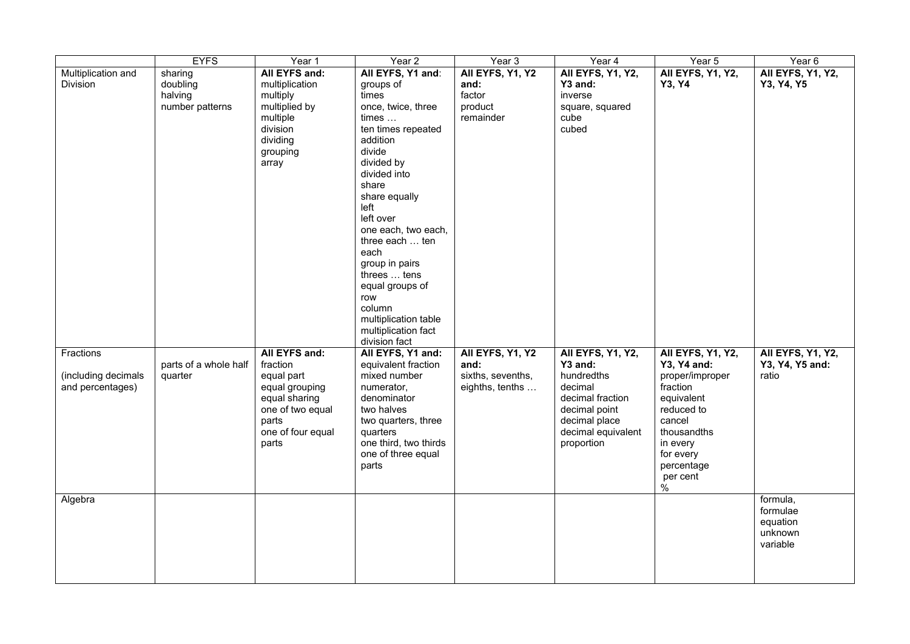| | EYFS | Year 1 | Year 2 | Year 3 | Year 4 | Year 5 | Year 6 |
|---|---|---|---|---|---|---|---|
| Multiplication and Division | sharing<br>doubling<br>halving<br>number patterns | **All EYFS and:**<br>multiplication<br>multiply<br>multiplied by<br>multiple<br>division<br>dividing<br>grouping<br>array | **All EYFS, Y1 and:**<br>groups of<br>times<br>once, twice, three times …<br>ten times repeated addition<br>divide<br>divided by<br>divided into<br>share<br>share equally<br>left<br>left over<br>one each, two each, three each … ten each<br>group in pairs<br>threes … tens<br>equal groups of<br>row<br>column<br>multiplication table<br>multiplication fact<br>division fact | **All EYFS, Y1, Y2 and:**<br>factor<br>product<br>remainder | **All EYFS, Y1, Y2, Y3 and:**<br>inverse<br>square, squared<br>cube<br>cubed | **All EYFS, Y1, Y2, Y3, Y4** | **All EYFS, Y1, Y2, Y3, Y4, Y5** |
| Fractions<br><br>(including decimals and percentages) | parts of a whole half<br>quarter | **All EYFS and:**<br>fraction<br>equal part<br>equal grouping<br>equal sharing<br>one of two equal parts<br>one of four equal parts | **All EYFS, Y1 and:**<br>equivalent fraction<br>mixed number<br>numerator, denominator<br>two halves<br>two quarters, three quarters<br>one third, two thirds<br>one of three equal parts | **All EYFS, Y1, Y2 and:**<br>sixths, sevenths, eighths, tenths … | **All EYFS, Y1, Y2, Y3 and:**<br>hundredths<br>decimal<br>decimal fraction<br>decimal point<br>decimal place<br>decimal equivalent<br>proportion | **All EYFS, Y1, Y2, Y3, Y4 and:**<br>proper/improper fraction<br>equivalent<br>reduced to<br>cancel<br>thousandths<br>in every<br>for every<br>percentage<br>per cent<br>% | **All EYFS, Y1, Y2, Y3, Y4, Y5 and:**<br>ratio |
| Algebra | | | | | | | formula,<br>formulae<br>equation<br>unknown<br>variable |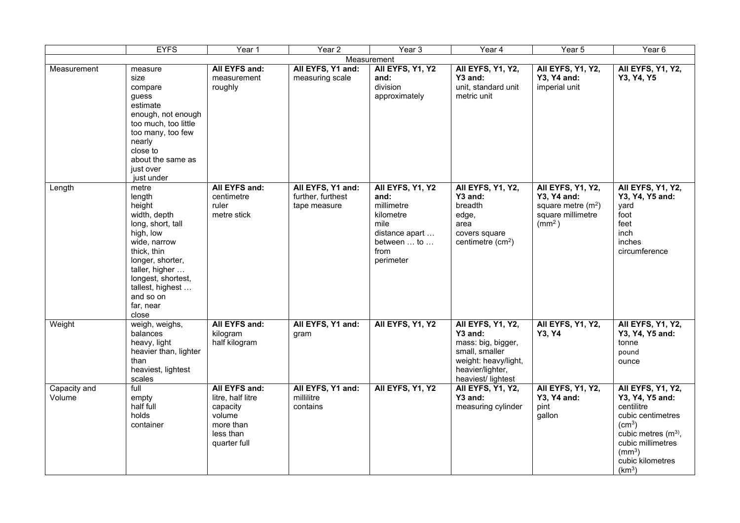| | EYFS | Year 1 | Year 2 | Year 3 | Year 4 | Year 5 | Year 6 |
|---|---|---|---|---|---|---|---|
| Measurement | | | | | | | |
| Measurement | measure<br>size<br>compare<br>guess<br>estimate<br>enough, not enough<br>too much, too little<br>too many, too few<br>nearly<br>close to<br>about the same as<br>just over<br>just under | **All EYFS and:**<br>measurement<br>roughly | **All EYFS, Y1 and:**<br>measuring scale | **All EYFS, Y1, Y2 and:**<br>division<br>approximately | **All EYFS, Y1, Y2, Y3 and:**<br>unit, standard unit<br>metric unit | **All EYFS, Y1, Y2, Y3, Y4 and:**<br>imperial unit | **All EYFS, Y1, Y2, Y3, Y4, Y5** |
| Length | metre<br>length<br>height<br>width, depth<br>long, short, tall<br>high, low<br>wide, narrow<br>thick, thin<br>longer, shorter, taller, higher …<br>longest, shortest, tallest, highest …<br>and so on<br>far, near<br>close | **All EYFS and:**<br>centimetre<br>ruler<br>metre stick | **All EYFS, Y1 and:**<br>further, furthest<br>tape measure | **All EYFS, Y1, Y2 and:**<br>millimetre<br>kilometre<br>mile<br>distance apart …<br>between … to …<br>from<br>perimeter | **All EYFS, Y1, Y2, Y3 and:**<br>breadth<br>edge,<br>area<br>covers square centimetre ($cm^2$) | **All EYFS, Y1, Y2, Y3, Y4 and:**<br>square metre ($m^2$)<br>square millimetre ($mm^2$) | **All EYFS, Y1, Y2, Y3, Y4, Y5 and:**<br>yard<br>foot<br>feet<br>inch<br>inches<br>circumference |
| Weight | weigh, weighs, balances<br>heavy, light<br>heavier than, lighter than<br>heaviest, lightest<br>scales | **All EYFS and:**<br>kilogram<br>half kilogram | **All EYFS, Y1 and:**<br>gram | **All EYFS, Y1, Y2** | **All EYFS, Y1, Y2, Y3 and:**<br>mass: big, bigger, small, smaller<br>weight: heavy/light, heavier/lighter, heaviest/ lightest | **All EYFS, Y1, Y2, Y3, Y4** | **All EYFS, Y1, Y2, Y3, Y4, Y5 and:**<br>tonne<br>pound<br>ounce |
| Capacity and Volume | full<br>empty<br>half full<br>holds<br>container | **All EYFS and:**<br>litre, half litre<br>capacity<br>volume<br>more than<br>less than<br>quarter full | **All EYFS, Y1 and:**<br>millilitre<br>contains | **All EYFS, Y1, Y2** | **All EYFS, Y1, Y2, Y3 and:**<br>measuring cylinder | **All EYFS, Y1, Y2, Y3, Y4 and:**<br>pint<br>gallon | **All EYFS, Y1, Y2, Y3, Y4, Y5 and:**<br>centilitre<br>cubic centimetres ($cm^3$)<br>cubic metres ($m^3$),<br>cubic millimetres ($mm^3$)<br>cubic kilometres ($km^3$) |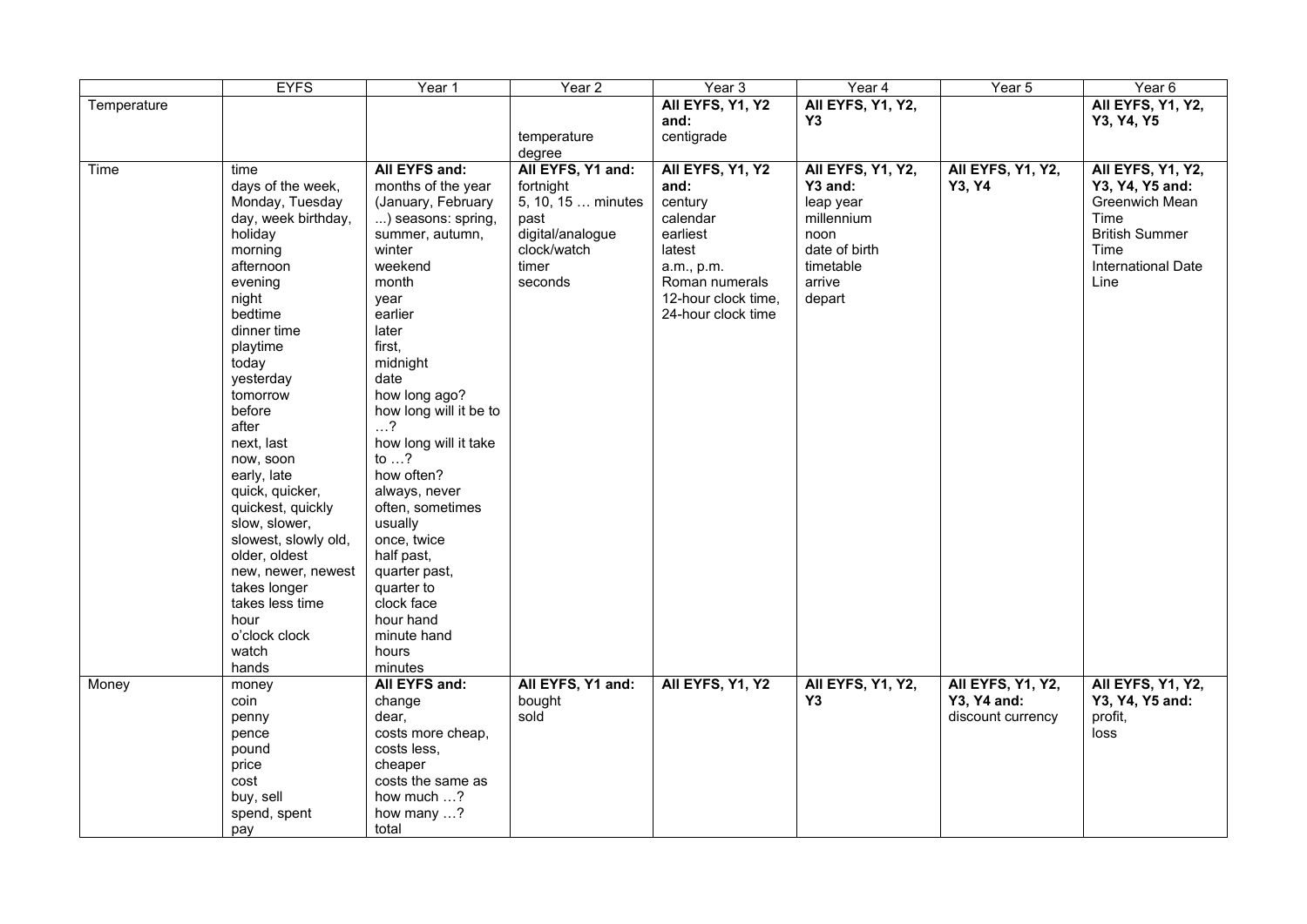| | EYFS | Year 1 | Year 2 | Year 3 | Year 4 | Year 5 | Year 6 |
|---|---|---|---|---|---|---|---|
| Temperature | | | temperature<br>degree | **All EYFS, Y1, Y2 and:**<br>centigrade | **All EYFS, Y1, Y2, Y3** | | **All EYFS, Y1, Y2, Y3, Y4, Y5** |
| Time | time<br>days of the week, Monday, Tuesday<br>day, week birthday, holiday<br>morning<br>afternoon<br>evening<br>night<br>bedtime<br>dinner time<br>playtime<br>today<br>yesterday<br>tomorrow<br>before<br>after<br>next, last<br>now, soon<br>early, late<br>quick, quicker, quickest, quickly<br>slow, slower, slowest, slowly old, older, oldest<br>new, newer, newest<br>takes longer<br>takes less time<br>hour<br>o'clock clock<br>watch<br>hands | **All EYFS and:**<br>months of the year (January, February ...) seasons: spring, summer, autumn, winter<br>weekend<br>month<br>year<br>earlier<br>later<br>first,<br>midnight<br>date<br>how long ago?<br>how long will it be to …?<br>how long will it take to …?<br>how often?<br>always, never<br>often, sometimes<br>usually<br>once, twice<br>half past,<br>quarter past,<br>quarter to<br>clock face<br>hour hand<br>minute hand<br>hours<br>minutes | **All EYFS, Y1 and:**<br>fortnight<br>5, 10, 15 … minutes past<br>digital/analogue clock/watch<br>timer<br>seconds | **All EYFS, Y1, Y2 and:**<br>century<br>calendar<br>earliest<br>latest<br>a.m., p.m.<br>Roman numerals<br>12-hour clock time,<br>24-hour clock time | **All EYFS, Y1, Y2, Y3 and:**<br>leap year<br>millennium<br>noon<br>date of birth<br>timetable<br>arrive<br>depart | **All EYFS, Y1, Y2, Y3, Y4** | **All EYFS, Y1, Y2, Y3, Y4, Y5 and:**<br>Greenwich Mean Time<br>British Summer Time<br>International Date Line |
| Money | money<br>coin<br>penny<br>pence<br>pound<br>price<br>cost<br>buy, sell<br>spend, spent<br>pay | **All EYFS and:**<br>change<br>dear,<br>costs more cheap,<br>costs less,<br>cheaper<br>costs the same as<br>how much …?<br>how many …?<br>total | **All EYFS, Y1 and:**<br>bought<br>sold | **All EYFS, Y1, Y2** | **All EYFS, Y1, Y2, Y3** | **All EYFS, Y1, Y2, Y3, Y4 and:**<br>discount currency | **All EYFS, Y1, Y2, Y3, Y4, Y5 and:**<br>profit,<br>loss |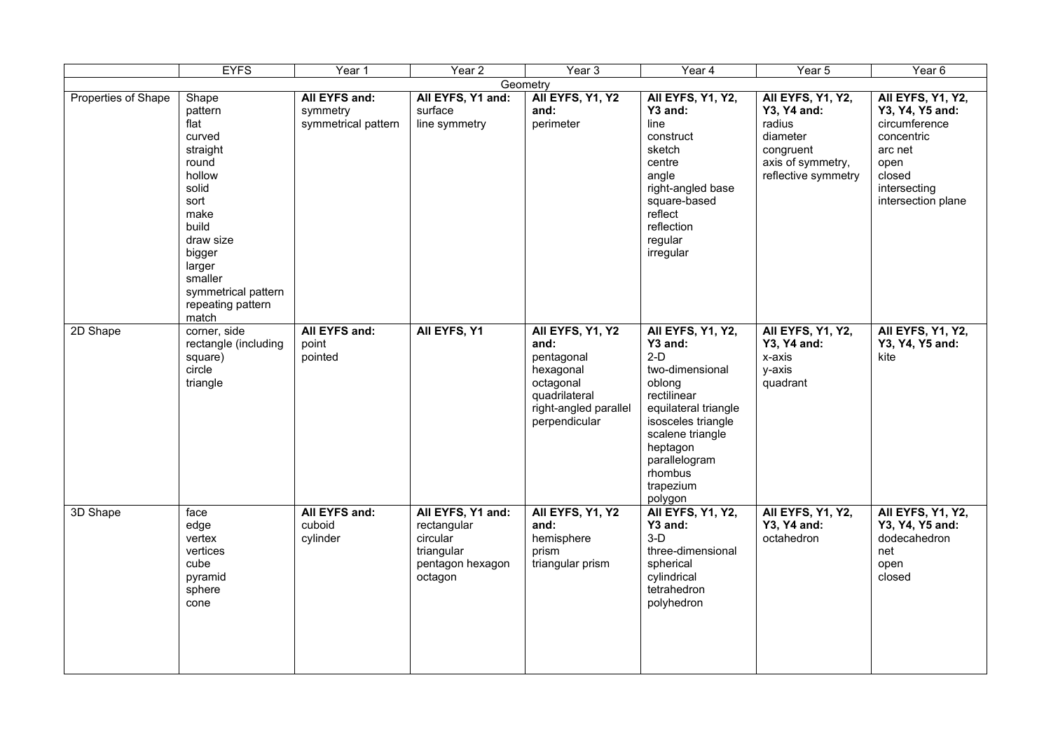| | EYFS | Year 1 | Year 2 | Year 3 | Year 4 | Year 5 | Year 6 |
|---|---|---|---|---|---|---|---|
| Geometry | | | | | | | |
| Properties of Shape | Shape<br>pattern<br>flat<br>curved<br>straight<br>round<br>hollow<br>solid<br>sort<br>make<br>build<br>draw size<br>bigger<br>larger<br>smaller<br>symmetrical pattern<br>repeating pattern<br>match | **All EYFS and:**<br>symmetry<br>symmetrical pattern | **All EYFS, Y1 and:**<br>surface<br>line symmetry | **All EYFS, Y1, Y2 and:**<br>perimeter | **All EYFS, Y1, Y2, Y3 and:**<br>line<br>construct<br>sketch<br>centre<br>angle<br>right-angled base<br>square-based<br>reflect<br>reflection<br>regular<br>irregular | **All EYFS, Y1, Y2, Y3, Y4 and:**<br>radius<br>diameter<br>congruent<br>axis of symmetry,<br>reflective symmetry | **All EYFS, Y1, Y2, Y3, Y4, Y5 and:**<br>circumference<br>concentric<br>arc net<br>open<br>closed<br>intersecting<br>intersection plane |
| 2D Shape | corner, side<br>rectangle (including square)<br>circle<br>triangle | **All EYFS and:**<br>point<br>pointed | **All EYFS, Y1** | **All EYFS, Y1, Y2 and:**<br>pentagonal<br>hexagonal<br>octagonal<br>quadrilateral<br>right-angled parallel<br>perpendicular | **All EYFS, Y1, Y2, Y3 and:**<br>2-D<br>two-dimensional<br>oblong<br>rectilinear<br>equilateral triangle<br>isosceles triangle<br>scalene triangle<br>heptagon<br>parallelogram<br>rhombus<br>trapezium<br>polygon | **All EYFS, Y1, Y2, Y3, Y4 and:**<br>x-axis<br>y-axis<br>quadrant | **All EYFS, Y1, Y2, Y3, Y4, Y5 and:**<br>kite |
| 3D Shape | face<br>edge<br>vertex<br>vertices<br>cube<br>pyramid<br>sphere<br>cone | **All EYFS and:**<br>cuboid<br>cylinder | **All EYFS, Y1 and:**<br>rectangular<br>circular<br>triangular<br>pentagon hexagon<br>octagon | **All EYFS, Y1, Y2 and:**<br>hemisphere<br>prism<br>triangular prism | **All EYFS, Y1, Y2, Y3 and:**<br>3-D<br>three-dimensional<br>spherical<br>cylindrical<br>tetrahedron<br>polyhedron | **All EYFS, Y1, Y2, Y3, Y4 and:**<br>octahedron | **All EYFS, Y1, Y2, Y3, Y4, Y5 and:**<br>dodecahedron<br>net<br>open<br>closed |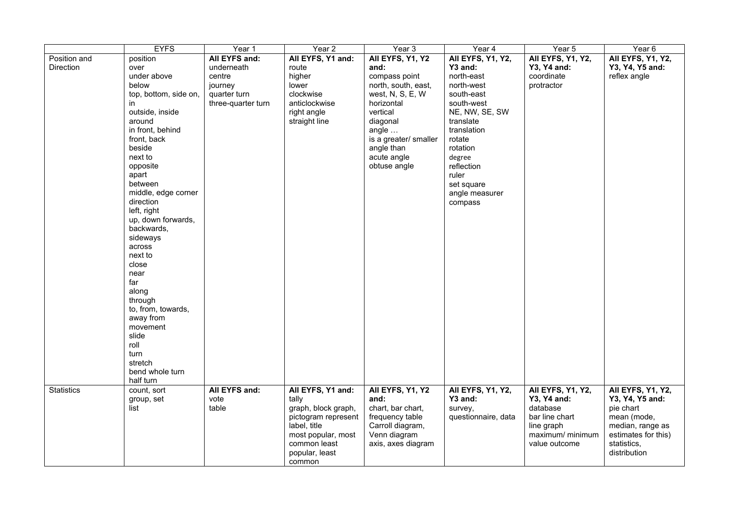| | EYFS | Year 1 | Year 2 | Year 3 | Year 4 | Year 5 | Year 6 |
|---|---|---|---|---|---|---|---|
| Position and Direction | position<br>over<br>under above<br>below<br>top, bottom, side on,<br>in<br>outside, inside<br>around<br>in front, behind<br>front, back<br>beside<br>next to<br>opposite<br>apart<br>between<br>middle, edge corner<br>direction<br>left, right<br>up, down forwards,<br>backwards,<br>sideways<br>across<br>next to<br>close<br>near<br>far<br>along<br>through<br>to, from, towards,<br>away from<br>movement<br>slide<br>roll<br>turn<br>stretch<br>bend whole turn<br>half turn | **All EYFS and:**<br>underneath<br>centre<br>journey<br>quarter turn<br>three-quarter turn | **All EYFS, Y1 and:**<br>route<br>higher<br>lower<br>clockwise<br>anticlockwise<br>right angle<br>straight line | **All EYFS, Y1, Y2 and:**<br>compass point<br>north, south, east,<br>west, N, S, E, W<br>horizontal<br>vertical<br>diagonal<br>angle …<br>is a greater/ smaller<br>angle than<br>acute angle<br>obtuse angle | **All EYFS, Y1, Y2, Y3 and:**<br>north-east<br>north-west<br>south-east<br>south-west<br>NE, NW, SE, SW<br>translate<br>translation<br>rotate<br>rotation<br>degree<br>reflection<br>ruler<br>set square<br>angle measurer<br>compass | **All EYFS, Y1, Y2, Y3, Y4 and:**<br>coordinate<br>protractor | **All EYFS, Y1, Y2, Y3, Y4, Y5 and:**<br>reflex angle |
| Statistics | count, sort<br>group, set<br>list | **All EYFS and:**<br>vote<br>table | **All EYFS, Y1 and:**<br>tally<br>graph, block graph,<br>pictogram represent<br>label, title<br>most popular, most<br>common least<br>popular, least<br>common | **All EYFS, Y1, Y2 and:**<br>chart, bar chart,<br>frequency table<br>Carroll diagram,<br>Venn diagram<br>axis, axes diagram | **All EYFS, Y1, Y2, Y3 and:**<br>survey,<br>questionnaire, data | **All EYFS, Y1, Y2, Y3, Y4 and:**<br>database<br>bar line chart<br>line graph<br>maximum/ minimum<br>value outcome | **All EYFS, Y1, Y2, Y3, Y4, Y5 and:**<br>pie chart<br>mean (mode,<br>median, range as<br>estimates for this)<br>statistics,<br>distribution |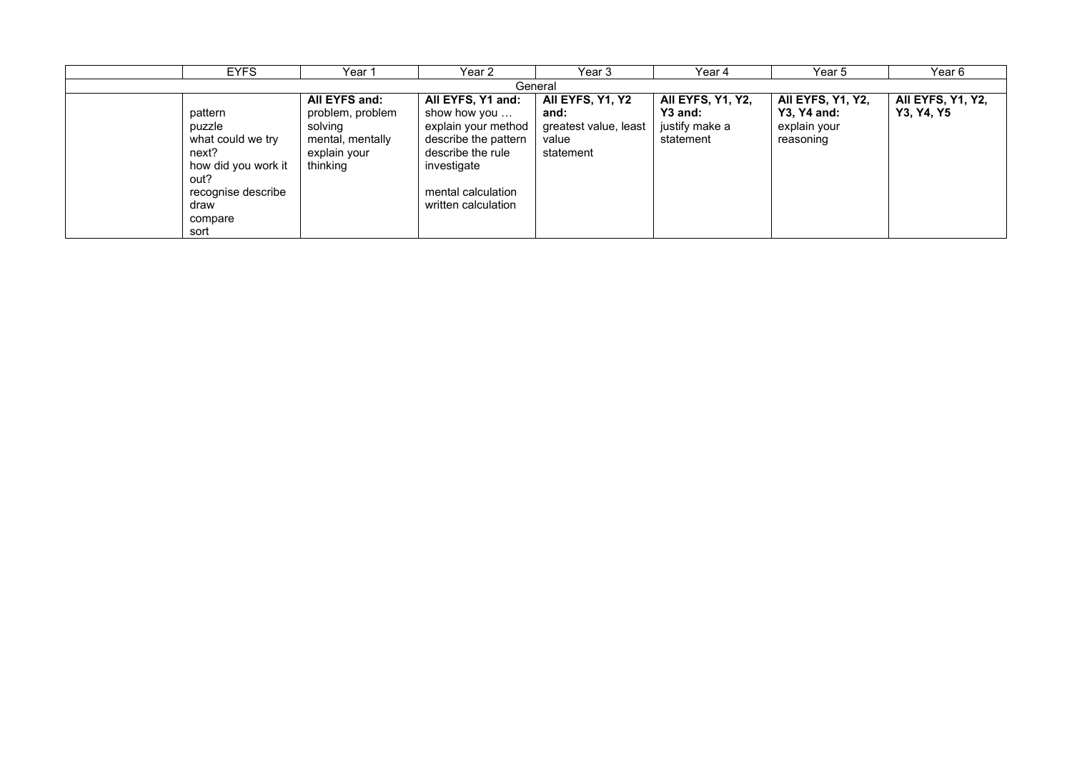| | EYFS | Year 1 | Year 2 | Year 3 | Year 4 | Year 5 | Year 6 |
|---|---|---|---|---|---|---|---|
| General | | | | | | | |
| | pattern<br>puzzle<br>what could we try next?<br>how did you work it out?<br>recognise describe<br>draw<br>compare<br>sort | **All EYFS and:**<br>problem, problem solving<br>mental, mentally<br>explain your thinking | **All EYFS, Y1 and:**<br>show how you …<br>explain your method<br>describe the pattern<br>describe the rule<br>investigate<br><br>mental calculation<br>written calculation | **All EYFS, Y1, Y2 and:**<br>greatest value, least value<br>statement | **All EYFS, Y1, Y2, Y3 and:**<br>justify make a statement | **All EYFS, Y1, Y2, Y3, Y4 and:**<br>explain your reasoning | **All EYFS, Y1, Y2, Y3, Y4, Y5** |